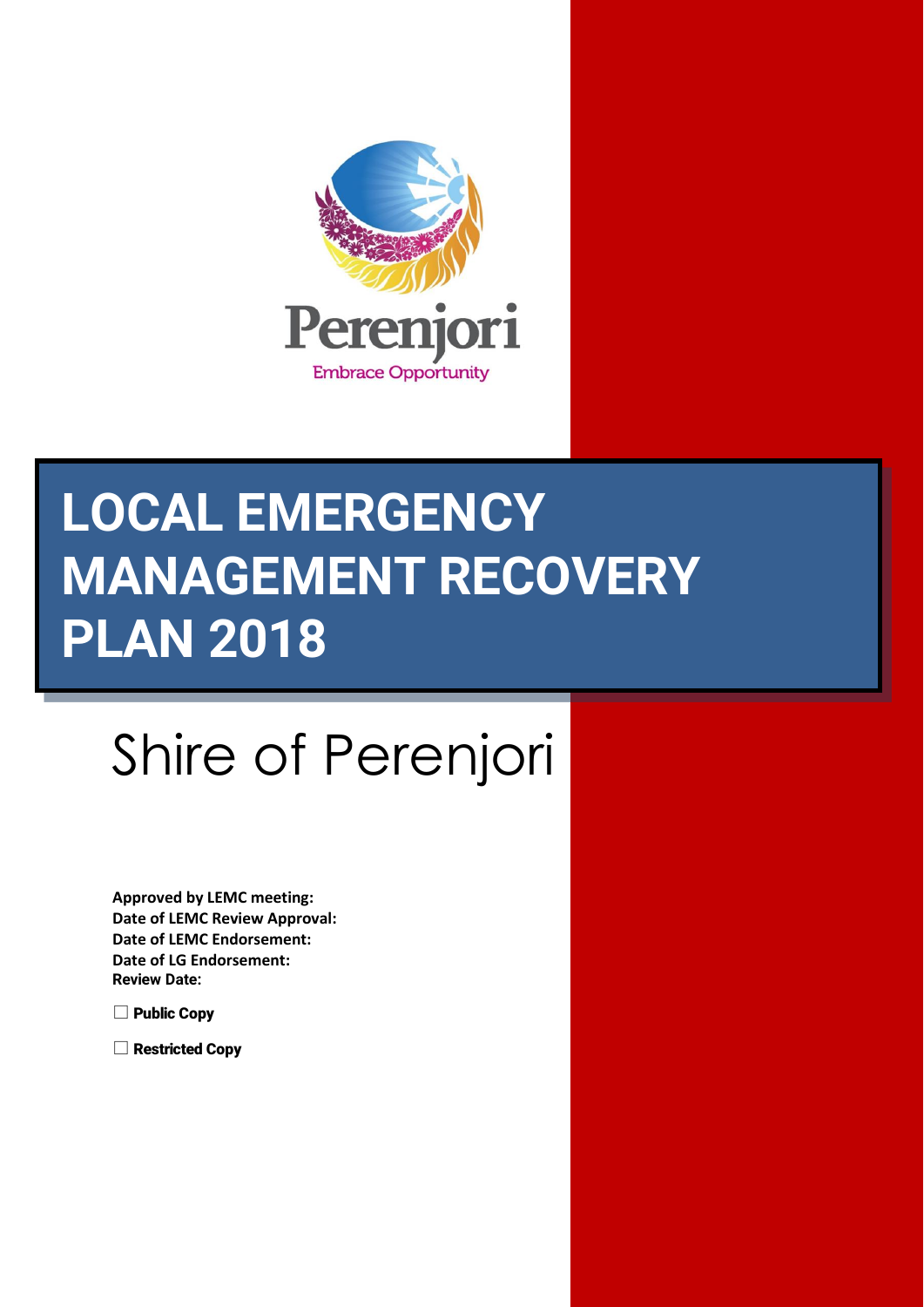Perenjori

Embrace Opportunity

# LOCAL EMERGENCY MANAGEMENT RECOVERY PLAN 2018

## Shire of Perenjori

**Approved by LEMC meeting:**
**Date of LEMC Review Approval:**
**Date of LEMC Endorsement:**
**Date of LG Endorsement:**
**Review Date:**

☐ **Public Copy**

☐ **Restricted Copy**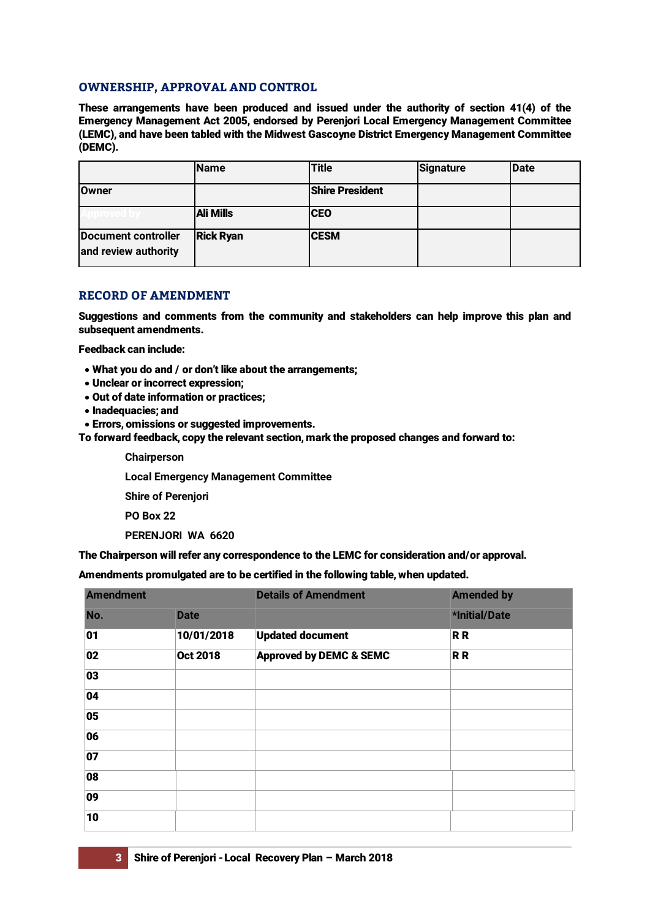## OWNERSHIP, APPROVAL AND CONTROL

**These arrangements have been produced and issued under the authority of section 41(4) of the Emergency Management Act 2005, endorsed by Perenjori Local Emergency Management Committee (LEMC), and have been tabled with the Midwest Gascoyne District Emergency Management Committee (DEMC).**

| | Name | Title | Signature | Date |
|---|---|---|---|---|
| Owner | | Shire President | | |
| Approved by | Ali Mills | CEO | | |
| Document controller and review authority | Rick Ryan | CESM | | |

## RECORD OF AMENDMENT

**Suggestions and comments from the community and stakeholders can help improve this plan and subsequent amendments.**

**Feedback can include:**

- **What you do and / or don't like about the arrangements;**
- **Unclear or incorrect expression;**
- **Out of date information or practices;**
- **Inadequacies; and**
- **Errors, omissions or suggested improvements.**

**To forward feedback, copy the relevant section, mark the proposed changes and forward to:**

**Chairperson**
**Local Emergency Management Committee**
**Shire of Perenjori**
**PO Box 22**
**PERENJORI WA 6620**

**The Chairperson will refer any correspondence to the LEMC for consideration and/or approval.**

**Amendments promulgated are to be certified in the following table, when updated.**

| Amendment | | Details of Amendment | Amended by |
|---|---|---|---|
| No. | Date | | *Initial/Date |
| 01 | 10/01/2018 | Updated document | R R |
| 02 | Oct 2018 | Approved by DEMC & SEMC | R R |
| 03 | | | |
| 04 | | | |
| 05 | | | |
| 06 | | | |
| 07 | | | |
| 08 | | | |
| 09 | | | |
| 10 | | | |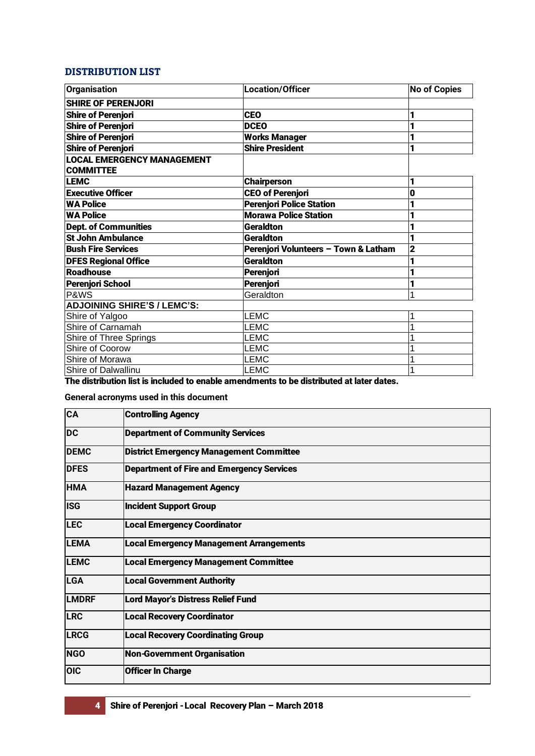## DISTRIBUTION LIST

| Organisation | Location/Officer | No of Copies |
|---|---|---|
| **SHIRE OF PERENJORI** | | |
| **Shire of Perenjori** | **CEO** | **1** |
| **Shire of Perenjori** | **DCEO** | **1** |
| **Shire of Perenjori** | **Works Manager** | **1** |
| **Shire of Perenjori** | **Shire President** | **1** |
| **LOCAL EMERGENCY MANAGEMENT COMMITTEE** | | |
| **LEMC** | **Chairperson** | **1** |
| **Executive Officer** | **CEO of Perenjori** | **0** |
| **WA Police** | **Perenjori Police Station** | **1** |
| **WA Police** | **Morawa Police Station** | **1** |
| **Dept. of Communities** | **Geraldton** | **1** |
| **St John Ambulance** | **Geraldton** | **1** |
| **Bush Fire Services** | **Perenjori Volunteers – Town & Latham** | **2** |
| **DFES Regional Office** | **Geraldton** | **1** |
| **Roadhouse** | **Perenjori** | **1** |
| **Perenjori School** | **Perenjori** | **1** |
| P&WS | Geraldton | 1 |
| **ADJOINING SHIRE'S / LEMC'S:** | | |
| Shire of Yalgoo | LEMC | 1 |
| Shire of Carnamah | LEMC | 1 |
| Shire of Three Springs | LEMC | 1 |
| Shire of Coorow | LEMC | 1 |
| Shire of Morawa | LEMC | 1 |
| Shire of Dalwallinu | LEMC | 1 |

**The distribution list is included to enable amendments to be distributed at later dates.**

**General acronyms used in this document**

| | |
|---|---|
| **CA** | **Controlling Agency** |
| **DC** | **Department of Community Services** |
| **DEMC** | **District Emergency Management Committee** |
| **DFES** | **Department of Fire and Emergency Services** |
| **HMA** | **Hazard Management Agency** |
| **ISG** | **Incident Support Group** |
| **LEC** | **Local Emergency Coordinator** |
| **LEMA** | **Local Emergency Management Arrangements** |
| **LEMC** | **Local Emergency Management Committee** |
| **LGA** | **Local Government Authority** |
| **LMDRF** | **Lord Mayor's Distress Relief Fund** |
| **LRC** | **Local Recovery Coordinator** |
| **LRCG** | **Local Recovery Coordinating Group** |
| **NGO** | **Non-Government Organisation** |
| **OIC** | **Officer In Charge** |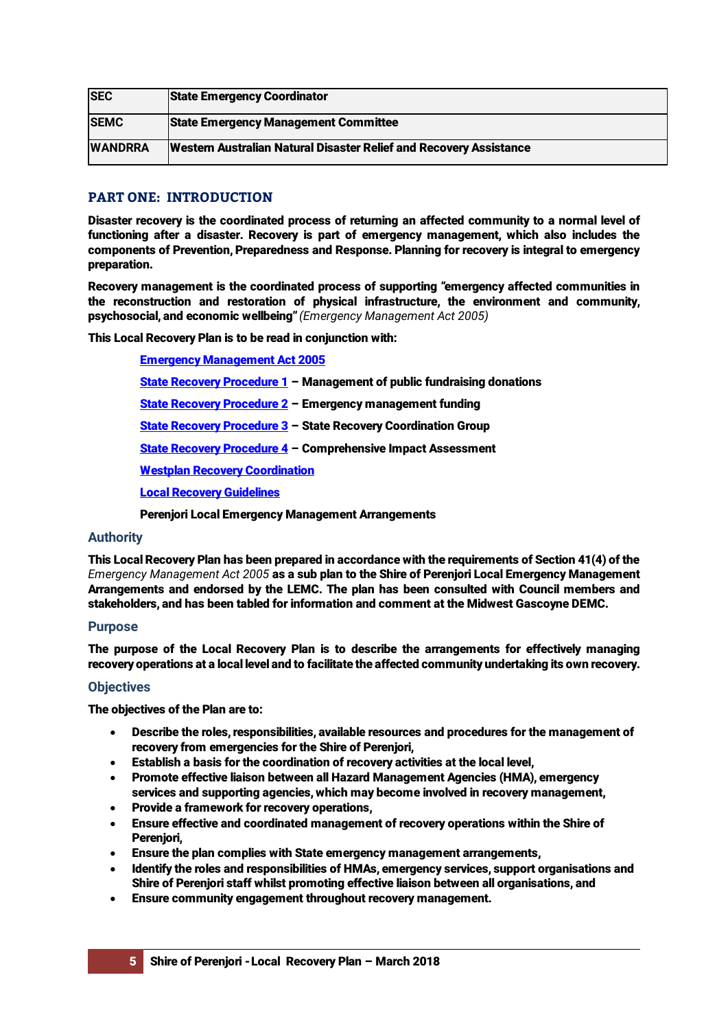| SEC | State Emergency Coordinator |
|---|---|
| SEMC | State Emergency Management Committee |
| WANDRRA | Western Australian Natural Disaster Relief and Recovery Assistance |

## PART ONE: INTRODUCTION

**Disaster recovery is the coordinated process of returning an affected community to a normal level of functioning after a disaster. Recovery is part of emergency management, which also includes the components of Prevention, Preparedness and Response. Planning for recovery is integral to emergency preparation.**

**Recovery management is the coordinated process of supporting "emergency affected communities in the reconstruction and restoration of physical infrastructure, the environment and community, psychosocial, and economic wellbeing"** *(Emergency Management Act 2005)*

**This Local Recovery Plan is to be read in conjunction with:**

- **Emergency Management Act 2005**
- **State Recovery Procedure 1 – Management of public fundraising donations**
- **State Recovery Procedure 2 – Emergency management funding**
- **State Recovery Procedure 3 – State Recovery Coordination Group**
- **State Recovery Procedure 4 – Comprehensive Impact Assessment**
- **Westplan Recovery Coordination**
- **Local Recovery Guidelines**
- **Perenjori Local Emergency Management Arrangements**

### Authority

**This Local Recovery Plan has been prepared in accordance with the requirements of Section 41(4) of the** *Emergency Management Act 2005* **as a sub plan to the Shire of Perenjori Local Emergency Management Arrangements and endorsed by the LEMC. The plan has been consulted with Council members and stakeholders, and has been tabled for information and comment at the Midwest Gascoyne DEMC.**

### Purpose

**The purpose of the Local Recovery Plan is to describe the arrangements for effectively managing recovery operations at a local level and to facilitate the affected community undertaking its own recovery.**

### Objectives

**The objectives of the Plan are to:**

- **Describe the roles, responsibilities, available resources and procedures for the management of recovery from emergencies for the Shire of Perenjori,**
- **Establish a basis for the coordination of recovery activities at the local level,**
- **Promote effective liaison between all Hazard Management Agencies (HMA), emergency services and supporting agencies, which may become involved in recovery management,**
- **Provide a framework for recovery operations,**
- **Ensure effective and coordinated management of recovery operations within the Shire of Perenjori,**
- **Ensure the plan complies with State emergency management arrangements,**
- **Identify the roles and responsibilities of HMAs, emergency services, support organisations and Shire of Perenjori staff whilst promoting effective liaison between all organisations, and**
- **Ensure community engagement throughout recovery management.**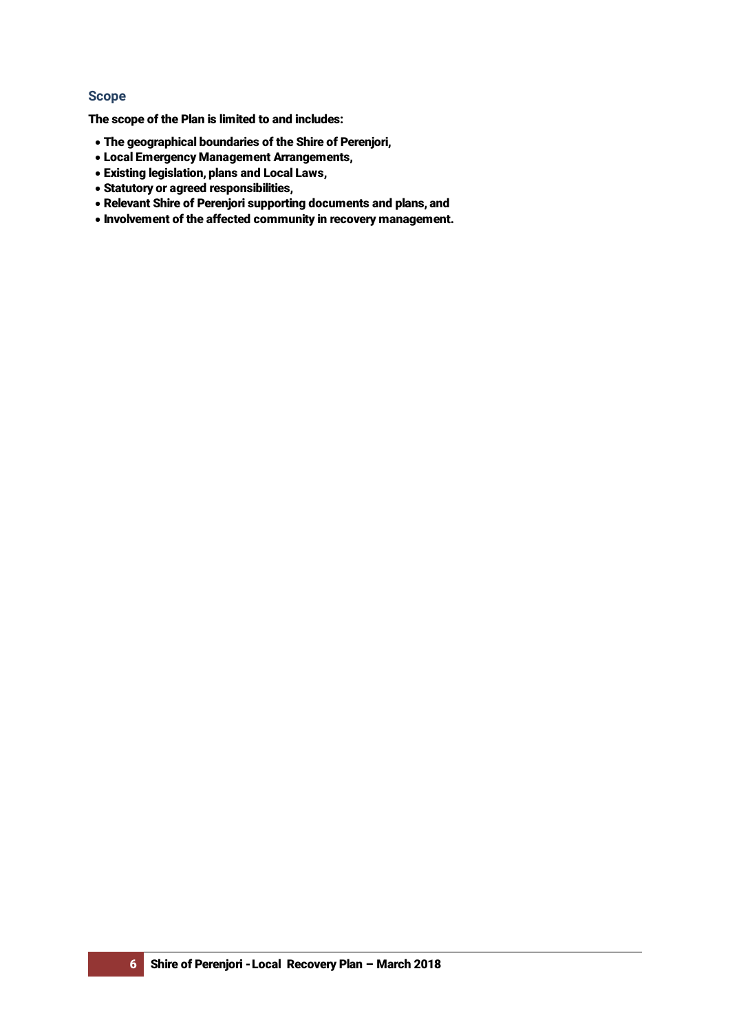## Scope

**The scope of the Plan is limited to and includes:**

- **The geographical boundaries of the Shire of Perenjori,**
- **Local Emergency Management Arrangements,**
- **Existing legislation, plans and Local Laws,**
- **Statutory or agreed responsibilities,**
- **Relevant Shire of Perenjori supporting documents and plans, and**
- **Involvement of the affected community in recovery management.**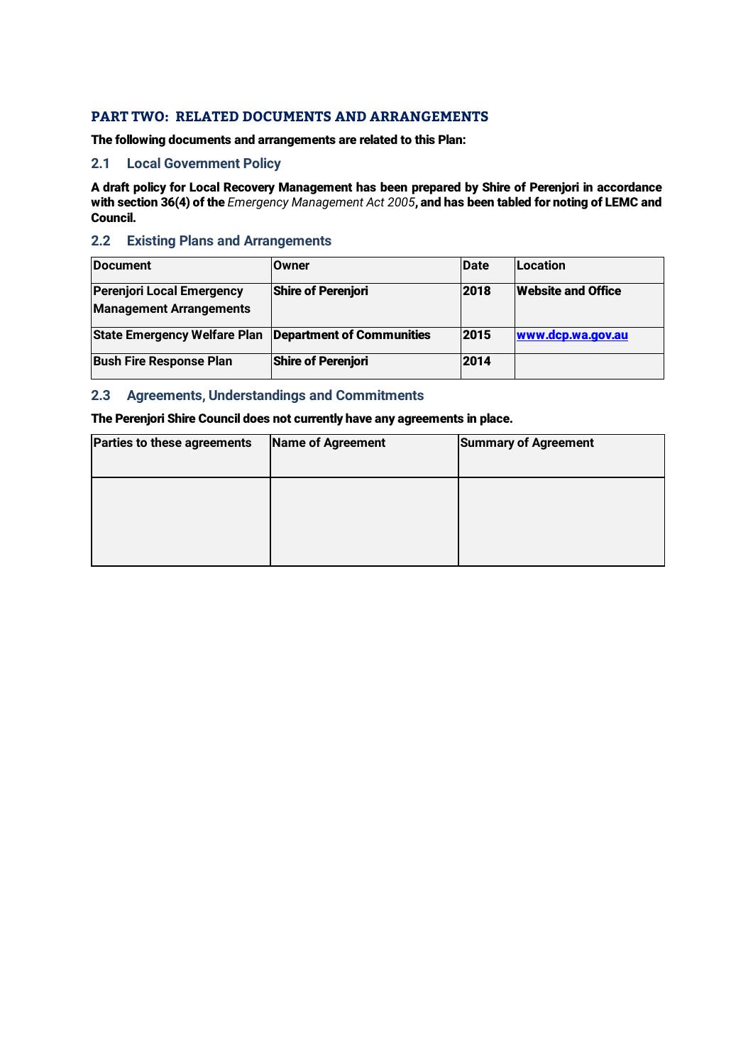## PART TWO: RELATED DOCUMENTS AND ARRANGEMENTS

**The following documents and arrangements are related to this Plan:**

### 2.1 Local Government Policy

**A draft policy for Local Recovery Management has been prepared by Shire of Perenjori in accordance with section 36(4) of the** *Emergency Management Act 2005*, **and has been tabled for noting of LEMC and Council.**

### 2.2 Existing Plans and Arrangements

| Document | Owner | Date | Location |
|---|---|---|---|
| Perenjori Local Emergency Management Arrangements | Shire of Perenjori | 2018 | Website and Office |
| State Emergency Welfare Plan | Department of Communities | 2015 | www.dcp.wa.gov.au |
| Bush Fire Response Plan | Shire of Perenjori | 2014 | |

### 2.3 Agreements, Understandings and Commitments

**The Perenjori Shire Council does not currently have any agreements in place.**

| Parties to these agreements | Name of Agreement | Summary of Agreement |
|---|---|---|
| | | |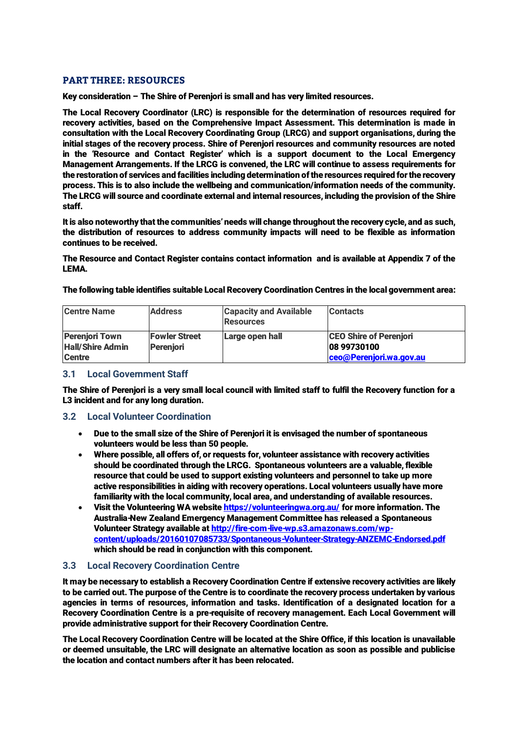## PART THREE: RESOURCES

**Key consideration – The Shire of Perenjori is small and has very limited resources.**

**The Local Recovery Coordinator (LRC) is responsible for the determination of resources required for recovery activities, based on the Comprehensive Impact Assessment. This determination is made in consultation with the Local Recovery Coordinating Group (LRCG) and support organisations, during the initial stages of the recovery process. Shire of Perenjori resources and community resources are noted in the 'Resource and Contact Register' which is a support document to the Local Emergency Management Arrangements. If the LRCG is convened, the LRC will continue to assess requirements for the restoration of services and facilities including determination of the resources required for the recovery process. This is to also include the wellbeing and communication/information needs of the community. The LRCG will source and coordinate external and internal resources, including the provision of the Shire staff.**

**It is also noteworthy that the communities' needs will change throughout the recovery cycle, and as such, the distribution of resources to address community impacts will need to be flexible as information continues to be received.**

**The Resource and Contact Register contains contact information and is available at Appendix 7 of the LEMA.**

**The following table identifies suitable Local Recovery Coordination Centres in the local government area:**

| Centre Name | Address | Capacity and Available Resources | Contacts |
|---|---|---|---|
| Perenjori Town Hall/Shire Admin Centre | Fowler Street Perenjori | Large open hall | CEO Shire of Perenjori<br>08 99730100<br>ceo@Perenjori.wa.gov.au |

### 3.1 Local Government Staff

**The Shire of Perenjori is a very small local council with limited staff to fulfil the Recovery function for a L3 incident and for any long duration.**

### 3.2 Local Volunteer Coordination

- **Due to the small size of the Shire of Perenjori it is envisaged the number of spontaneous volunteers would be less than 50 people.**
- **Where possible, all offers of, or requests for, volunteer assistance with recovery activities should be coordinated through the LRCG. Spontaneous volunteers are a valuable, flexible resource that could be used to support existing volunteers and personnel to take up more active responsibilities in aiding with recovery operations. Local volunteers usually have more familiarity with the local community, local area, and understanding of available resources.**
- **Visit the Volunteering WA website https://volunteeringwa.org.au/ for more information. The Australia-New Zealand Emergency Management Committee has released a Spontaneous Volunteer Strategy available at http://fire-com-live-wp.s3.amazonaws.com/wp-content/uploads/20160107085733/Spontaneous-Volunteer-Strategy-ANZEMC-Endorsed.pdf which should be read in conjunction with this component.**

### 3.3 Local Recovery Coordination Centre

**It may be necessary to establish a Recovery Coordination Centre if extensive recovery activities are likely to be carried out. The purpose of the Centre is to coordinate the recovery process undertaken by various agencies in terms of resources, information and tasks. Identification of a designated location for a Recovery Coordination Centre is a pre-requisite of recovery management. Each Local Government will provide administrative support for their Recovery Coordination Centre.**

**The Local Recovery Coordination Centre will be located at the Shire Office, if this location is unavailable or deemed unsuitable, the LRC will designate an alternative location as soon as possible and publicise the location and contact numbers after it has been relocated.**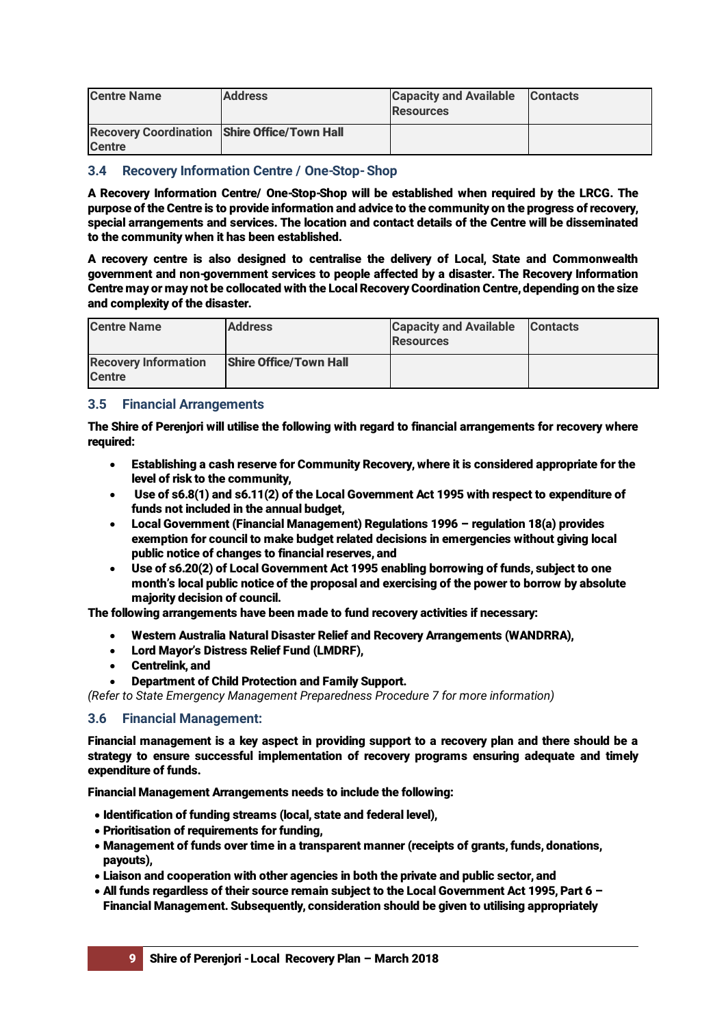| Centre Name | Address | Capacity and Available Resources | Contacts |
|---|---|---|---|
| **Recovery Coordination Centre** | **Shire Office/Town Hall** | | |

### 3.4 Recovery Information Centre / One-Stop- Shop

**A Recovery Information Centre/ One-Stop-Shop will be established when required by the LRCG. The purpose of the Centre is to provide information and advice to the community on the progress of recovery, special arrangements and services. The location and contact details of the Centre will be disseminated to the community when it has been established.**

**A recovery centre is also designed to centralise the delivery of Local, State and Commonwealth government and non-government services to people affected by a disaster. The Recovery Information Centre may or may not be collocated with the Local Recovery Coordination Centre, depending on the size and complexity of the disaster.**

| Centre Name | Address | Capacity and Available Resources | Contacts |
|---|---|---|---|
| **Recovery Information Centre** | **Shire Office/Town Hall** | | |

### 3.5 Financial Arrangements

**The Shire of Perenjori will utilise the following with regard to financial arrangements for recovery where required:**

- **Establishing a cash reserve for Community Recovery, where it is considered appropriate for the level of risk to the community,**
- **Use of s6.8(1) and s6.11(2) of the Local Government Act 1995 with respect to expenditure of funds not included in the annual budget,**
- **Local Government (Financial Management) Regulations 1996 – regulation 18(a) provides exemption for council to make budget related decisions in emergencies without giving local public notice of changes to financial reserves, and**
- **Use of s6.20(2) of Local Government Act 1995 enabling borrowing of funds, subject to one month's local public notice of the proposal and exercising of the power to borrow by absolute majority decision of council.**

**The following arrangements have been made to fund recovery activities if necessary:**

- **Western Australia Natural Disaster Relief and Recovery Arrangements (WANDRRA),**
- **Lord Mayor's Distress Relief Fund (LMDRF),**
- **Centrelink, and**
- **Department of Child Protection and Family Support.**

*(Refer to State Emergency Management Preparedness Procedure 7 for more information)*

### 3.6 Financial Management:

**Financial management is a key aspect in providing support to a recovery plan and there should be a strategy to ensure successful implementation of recovery programs ensuring adequate and timely expenditure of funds.**

**Financial Management Arrangements needs to include the following:**

- **Identification of funding streams (local, state and federal level),**
- **Prioritisation of requirements for funding,**
- **Management of funds over time in a transparent manner (receipts of grants, funds, donations, payouts),**
- **Liaison and cooperation with other agencies in both the private and public sector, and**
- **All funds regardless of their source remain subject to the Local Government Act 1995, Part 6 – Financial Management. Subsequently, consideration should be given to utilising appropriately**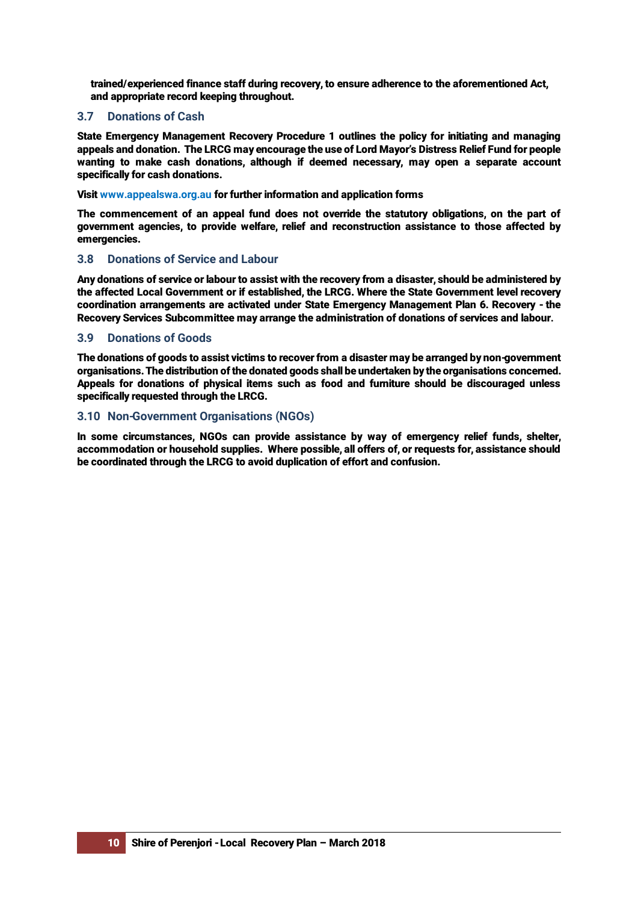trained/experienced finance staff during recovery, to ensure adherence to the aforementioned Act, and appropriate record keeping throughout.

### 3.7 Donations of Cash

State Emergency Management Recovery Procedure 1 outlines the policy for initiating and managing appeals and donation. The LRCG may encourage the use of Lord Mayor's Distress Relief Fund for people wanting to make cash donations, although if deemed necessary, may open a separate account specifically for cash donations.

Visit www.appealswa.org.au for further information and application forms

The commencement of an appeal fund does not override the statutory obligations, on the part of government agencies, to provide welfare, relief and reconstruction assistance to those affected by emergencies.

### 3.8 Donations of Service and Labour

Any donations of service or labour to assist with the recovery from a disaster, should be administered by the affected Local Government or if established, the LRCG. Where the State Government level recovery coordination arrangements are activated under State Emergency Management Plan 6. Recovery - the Recovery Services Subcommittee may arrange the administration of donations of services and labour.

### 3.9 Donations of Goods

The donations of goods to assist victims to recover from a disaster may be arranged by non-government organisations. The distribution of the donated goods shall be undertaken by the organisations concerned. Appeals for donations of physical items such as food and furniture should be discouraged unless specifically requested through the LRCG.

### 3.10 Non-Government Organisations (NGOs)

In some circumstances, NGOs can provide assistance by way of emergency relief funds, shelter, accommodation or household supplies. Where possible, all offers of, or requests for, assistance should be coordinated through the LRCG to avoid duplication of effort and confusion.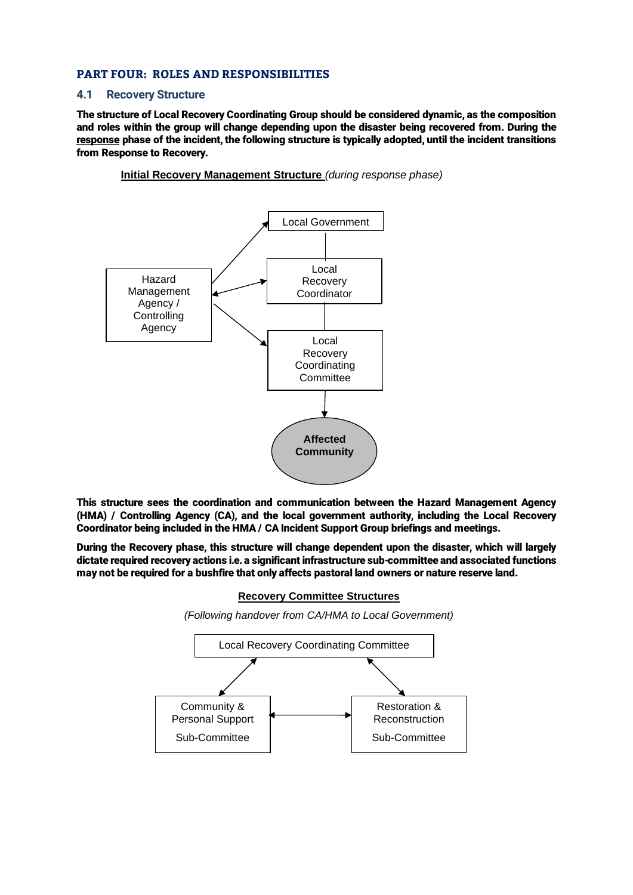# PART FOUR: ROLES AND RESPONSIBILITIES

## 4.1 Recovery Structure

**The structure of Local Recovery Coordinating Group should be considered dynamic, as the composition and roles within the group will change depending upon the disaster being recovered from. During the <u>response</u> phase of the incident, the following structure is typically adopted, until the incident transitions from Response to Recovery.**

**<u>Initial Recovery Management Structure</u>** *(during response phase)*

Hazard Management Agency / Controlling Agency

Local Government

Local Recovery Coordinator

Local Recovery Coordinating Committee

**Affected Community**

**This structure sees the coordination and communication between the Hazard Management Agency (HMA) / Controlling Agency (CA), and the local government authority, including the Local Recovery Coordinator being included in the HMA / CA Incident Support Group briefings and meetings.**

**During the Recovery phase, this structure will change dependent upon the disaster, which will largely dictate required recovery actions i.e. a significant infrastructure sub-committee and associated functions may not be required for a bushfire that only affects pastoral land owners or nature reserve land.**

**<u>Recovery Committee Structures</u>**

*(Following handover from CA/HMA to Local Government)*

Local Recovery Coordinating Committee

Community & Personal Support Sub-Committee

Restoration & Reconstruction Sub-Committee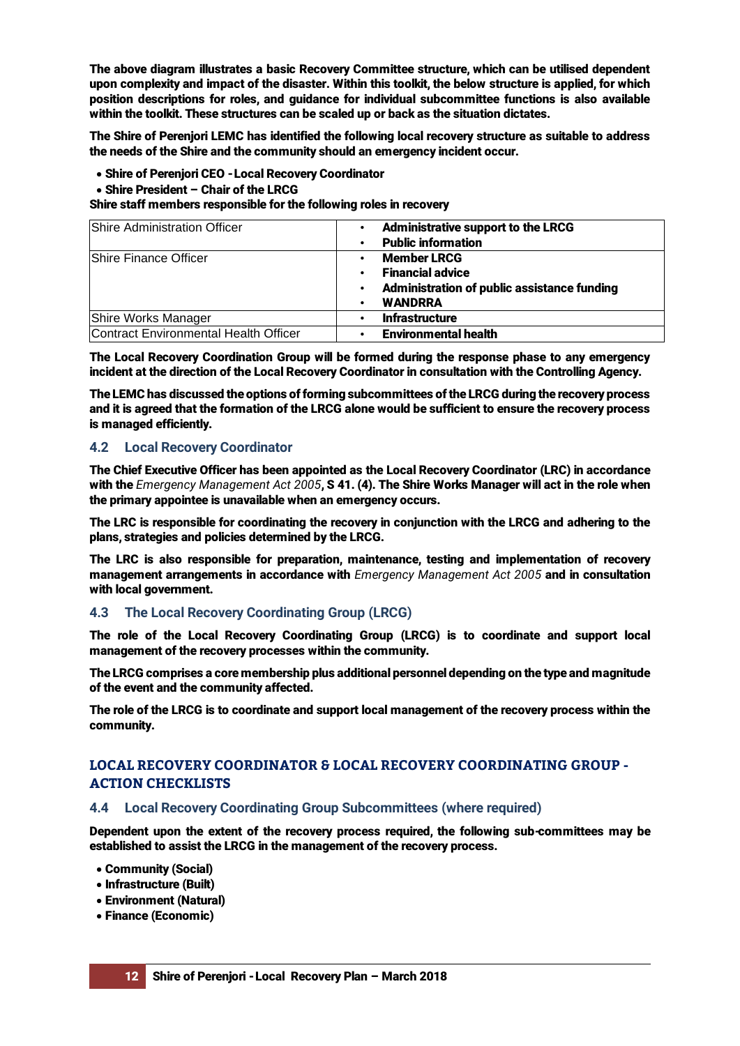The above diagram illustrates a basic Recovery Committee structure, which can be utilised dependent upon complexity and impact of the disaster. Within this toolkit, the below structure is applied, for which position descriptions for roles, and guidance for individual subcommittee functions is also available within the toolkit. These structures can be scaled up or back as the situation dictates.

The Shire of Perenjori LEMC has identified the following local recovery structure as suitable to address the needs of the Shire and the community should an emergency incident occur.

- Shire of Perenjori CEO - Local Recovery Coordinator
- Shire President – Chair of the LRCG

Shire staff members responsible for the following roles in recovery

| Role | Responsibilities |
|---|---|
| Shire Administration Officer | • Administrative support to the LRCG<br>• Public information |
| Shire Finance Officer | • Member LRCG<br>• Financial advice<br>• Administration of public assistance funding<br>• WANDRRA |
| Shire Works Manager | • Infrastructure |
| Contract Environmental Health Officer | • Environmental health |

The Local Recovery Coordination Group will be formed during the response phase to any emergency incident at the direction of the Local Recovery Coordinator in consultation with the Controlling Agency.

The LEMC has discussed the options of forming subcommittees of the LRCG during the recovery process and it is agreed that the formation of the LRCG alone would be sufficient to ensure the recovery process is managed efficiently.

## 4.2 Local Recovery Coordinator

The Chief Executive Officer has been appointed as the Local Recovery Coordinator (LRC) in accordance with the *Emergency Management Act 2005*, S 41. (4). The Shire Works Manager will act in the role when the primary appointee is unavailable when an emergency occurs.

The LRC is responsible for coordinating the recovery in conjunction with the LRCG and adhering to the plans, strategies and policies determined by the LRCG.

The LRC is also responsible for preparation, maintenance, testing and implementation of recovery management arrangements in accordance with *Emergency Management Act 2005* and in consultation with local government.

## 4.3 The Local Recovery Coordinating Group (LRCG)

The role of the Local Recovery Coordinating Group (LRCG) is to coordinate and support local management of the recovery processes within the community.

The LRCG comprises a core membership plus additional personnel depending on the type and magnitude of the event and the community affected.

The role of the LRCG is to coordinate and support local management of the recovery process within the community.

## LOCAL RECOVERY COORDINATOR & LOCAL RECOVERY COORDINATING GROUP - ACTION CHECKLISTS

## 4.4 Local Recovery Coordinating Group Subcommittees (where required)

Dependent upon the extent of the recovery process required, the following sub-committees may be established to assist the LRCG in the management of the recovery process.

- Community (Social)
- Infrastructure (Built)
- Environment (Natural)
- Finance (Economic)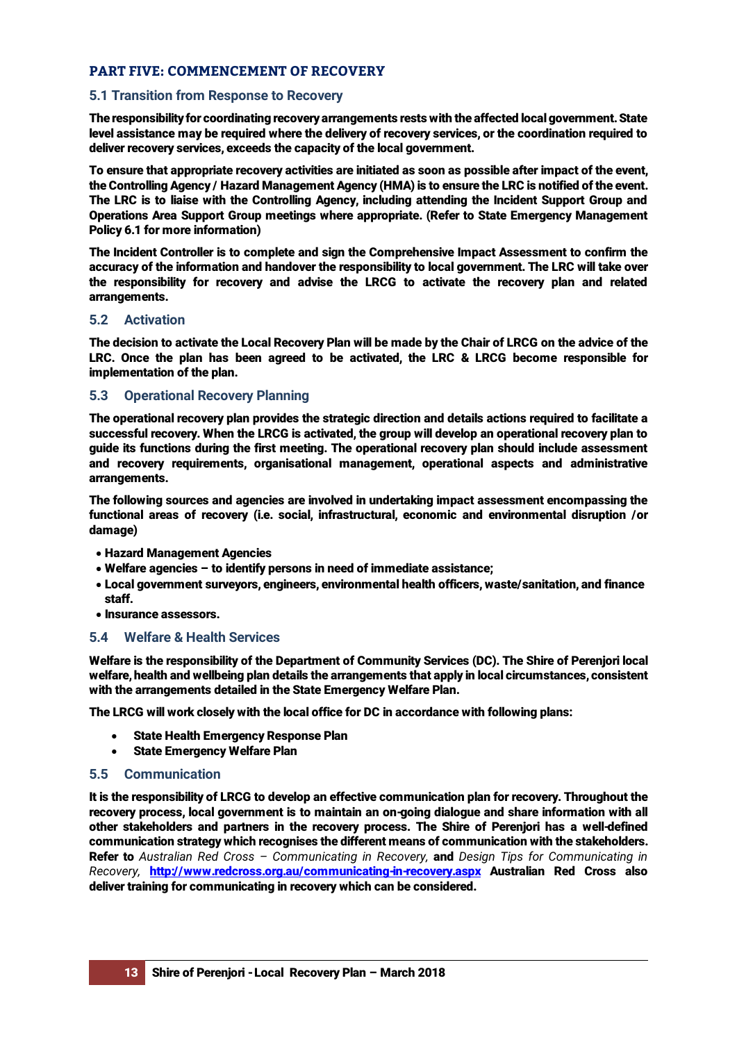## PART FIVE: COMMENCEMENT OF RECOVERY

### 5.1 Transition from Response to Recovery

**The responsibility for coordinating recovery arrangements rests with the affected local government. State level assistance may be required where the delivery of recovery services, or the coordination required to deliver recovery services, exceeds the capacity of the local government.**

**To ensure that appropriate recovery activities are initiated as soon as possible after impact of the event, the Controlling Agency / Hazard Management Agency (HMA) is to ensure the LRC is notified of the event. The LRC is to liaise with the Controlling Agency, including attending the Incident Support Group and Operations Area Support Group meetings where appropriate. (Refer to State Emergency Management Policy 6.1 for more information)**

**The Incident Controller is to complete and sign the Comprehensive Impact Assessment to confirm the accuracy of the information and handover the responsibility to local government. The LRC will take over the responsibility for recovery and advise the LRCG to activate the recovery plan and related arrangements.**

### 5.2 Activation

**The decision to activate the Local Recovery Plan will be made by the Chair of LRCG on the advice of the LRC. Once the plan has been agreed to be activated, the LRC & LRCG become responsible for implementation of the plan.**

### 5.3 Operational Recovery Planning

**The operational recovery plan provides the strategic direction and details actions required to facilitate a successful recovery. When the LRCG is activated, the group will develop an operational recovery plan to guide its functions during the first meeting. The operational recovery plan should include assessment and recovery requirements, organisational management, operational aspects and administrative arrangements.**

**The following sources and agencies are involved in undertaking impact assessment encompassing the functional areas of recovery (i.e. social, infrastructural, economic and environmental disruption /or damage)**

- **Hazard Management Agencies**
- **Welfare agencies – to identify persons in need of immediate assistance;**
- **Local government surveyors, engineers, environmental health officers, waste/sanitation, and finance staff.**
- **Insurance assessors.**

### 5.4 Welfare & Health Services

**Welfare is the responsibility of the Department of Community Services (DC). The Shire of Perenjori local welfare, health and wellbeing plan details the arrangements that apply in local circumstances, consistent with the arrangements detailed in the State Emergency Welfare Plan.**

**The LRCG will work closely with the local office for DC in accordance with following plans:**

- **State Health Emergency Response Plan**
- **State Emergency Welfare Plan**

### 5.5 Communication

**It is the responsibility of LRCG to develop an effective communication plan for recovery. Throughout the recovery process, local government is to maintain an on-going dialogue and share information with all other stakeholders and partners in the recovery process. The Shire of Perenjori has a well-defined communication strategy which recognises the different means of communication with the stakeholders. Refer to** *Australian Red Cross – Communicating in Recovery,* **and** *Design Tips for Communicating in Recovery,* **[http://www.redcross.org.au/communicating-in-recovery.aspx](http://www.redcross.org.au/communicating-in-recovery.aspx) Australian Red Cross also deliver training for communicating in recovery which can be considered.**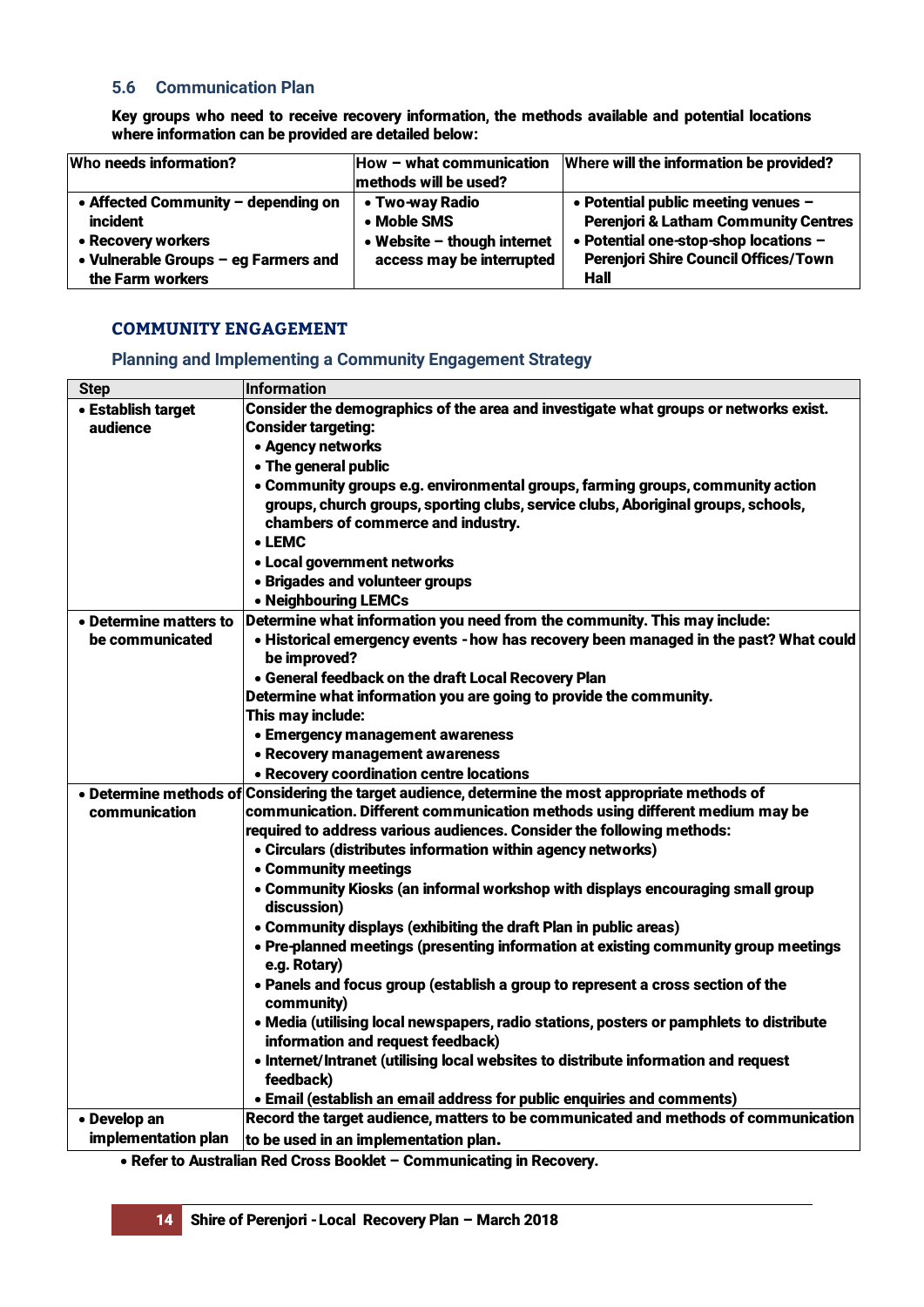### 5.6 Communication Plan

**Key groups who need to receive recovery information, the methods available and potential locations where information can be provided are detailed below:**

| Who needs information? | How – what communication methods will be used? | Where will the information be provided? |
|---|---|---|
| • Affected Community – depending on incident<br>• Recovery workers<br>• Vulnerable Groups – eg Farmers and the Farm workers | • Two-way Radio<br>• Moble SMS<br>• Website – though internet access may be interrupted | • Potential public meeting venues – Perenjori & Latham Community Centres<br>• Potential one-stop-shop locations – Perenjori Shire Council Offices/Town Hall |

## COMMUNITY ENGAGEMENT

### Planning and Implementing a Community Engagement Strategy

| Step | Information |
|---|---|
| • Establish target audience | Consider the demographics of the area and investigate what groups or networks exist.<br>Consider targeting:<br>• Agency networks<br>• The general public<br>• Community groups e.g. environmental groups, farming groups, community action groups, church groups, sporting clubs, service clubs, Aboriginal groups, schools, chambers of commerce and industry.<br>• LEMC<br>• Local government networks<br>• Brigades and volunteer groups<br>• Neighbouring LEMCs |
| • Determine matters to be communicated | Determine what information you need from the community. This may include:<br>• Historical emergency events - how has recovery been managed in the past? What could be improved?<br>• General feedback on the draft Local Recovery Plan<br>Determine what information you are going to provide the community.<br>This may include:<br>• Emergency management awareness<br>• Recovery management awareness<br>• Recovery coordination centre locations |
| • Determine methods of communication | Considering the target audience, determine the most appropriate methods of communication. Different communication methods using different medium may be required to address various audiences. Consider the following methods:<br>• Circulars (distributes information within agency networks)<br>• Community meetings<br>• Community Kiosks (an informal workshop with displays encouraging small group discussion)<br>• Community displays (exhibiting the draft Plan in public areas)<br>• Pre-planned meetings (presenting information at existing community group meetings e.g. Rotary)<br>• Panels and focus group (establish a group to represent a cross section of the community)<br>• Media (utilising local newspapers, radio stations, posters or pamphlets to distribute information and request feedback)<br>• Internet/Intranet (utilising local websites to distribute information and request feedback)<br>• Email (establish an email address for public enquiries and comments) |
| • Develop an implementation plan | Record the target audience, matters to be communicated and methods of communication to be used in an implementation plan. |

- Refer to Australian Red Cross Booklet – Communicating in Recovery.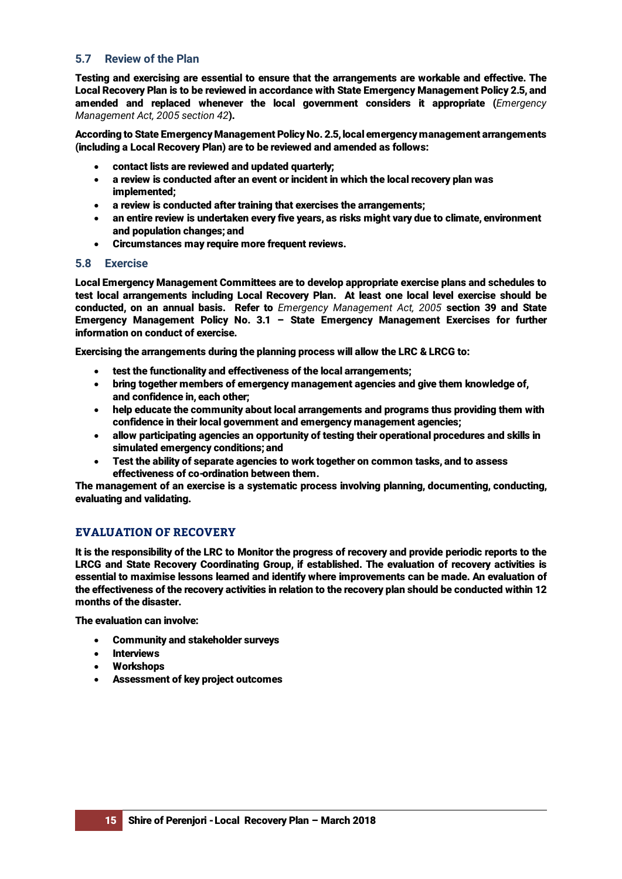## 5.7 Review of the Plan

**Testing and exercising are essential to ensure that the arrangements are workable and effective. The Local Recovery Plan is to be reviewed in accordance with State Emergency Management Policy 2.5, and amended and replaced whenever the local government considers it appropriate (***Emergency Management Act, 2005 section 42***).**

**According to State Emergency Management Policy No. 2.5, local emergency management arrangements (including a Local Recovery Plan) are to be reviewed and amended as follows:**

- **contact lists are reviewed and updated quarterly;**
- **a review is conducted after an event or incident in which the local recovery plan was implemented;**
- **a review is conducted after training that exercises the arrangements;**
- **an entire review is undertaken every five years, as risks might vary due to climate, environment and population changes; and**
- **Circumstances may require more frequent reviews.**

## 5.8 Exercise

**Local Emergency Management Committees are to develop appropriate exercise plans and schedules to test local arrangements including Local Recovery Plan. At least one local level exercise should be conducted, on an annual basis. Refer to** *Emergency Management Act, 2005* **section 39 and State Emergency Management Policy No. 3.1 – State Emergency Management Exercises for further information on conduct of exercise.**

**Exercising the arrangements during the planning process will allow the LRC & LRCG to:**

- **test the functionality and effectiveness of the local arrangements;**
- **bring together members of emergency management agencies and give them knowledge of, and confidence in, each other;**
- **help educate the community about local arrangements and programs thus providing them with confidence in their local government and emergency management agencies;**
- **allow participating agencies an opportunity of testing their operational procedures and skills in simulated emergency conditions; and**
- **Test the ability of separate agencies to work together on common tasks, and to assess effectiveness of co-ordination between them.**

**The management of an exercise is a systematic process involving planning, documenting, conducting, evaluating and validating.**

## EVALUATION OF RECOVERY

**It is the responsibility of the LRC to Monitor the progress of recovery and provide periodic reports to the LRCG and State Recovery Coordinating Group, if established. The evaluation of recovery activities is essential to maximise lessons learned and identify where improvements can be made. An evaluation of the effectiveness of the recovery activities in relation to the recovery plan should be conducted within 12 months of the disaster.**

**The evaluation can involve:**

- **Community and stakeholder surveys**
- **Interviews**
- **Workshops**
- **Assessment of key project outcomes**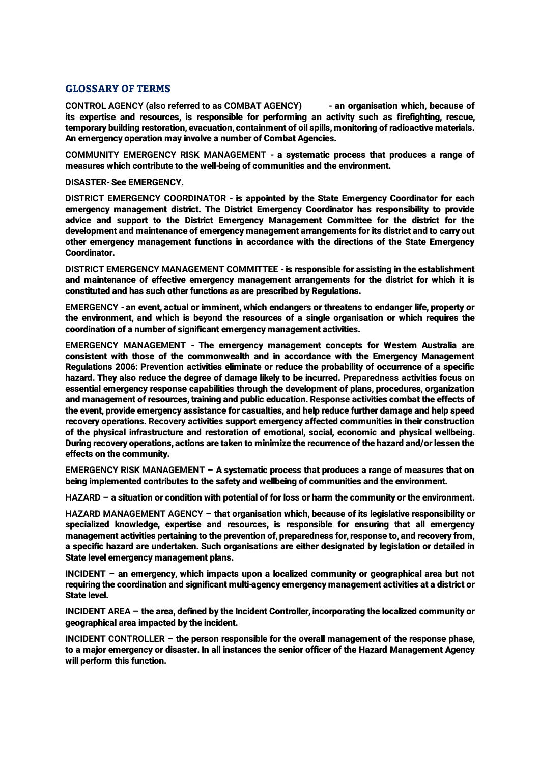## GLOSSARY OF TERMS

**CONTROL AGENCY (also referred to as COMBAT AGENCY) - an organisation which, because of its expertise and resources, is responsible for performing an activity such as firefighting, rescue, temporary building restoration, evacuation, containment of oil spills, monitoring of radioactive materials. An emergency operation may involve a number of Combat Agencies.**

**COMMUNITY EMERGENCY RISK MANAGEMENT - a systematic process that produces a range of measures which contribute to the well-being of communities and the environment.**

**DISASTER- See EMERGENCY.**

**DISTRICT EMERGENCY COORDINATOR - is appointed by the State Emergency Coordinator for each emergency management district. The District Emergency Coordinator has responsibility to provide advice and support to the District Emergency Management Committee for the district for the development and maintenance of emergency management arrangements for its district and to carry out other emergency management functions in accordance with the directions of the State Emergency Coordinator.**

**DISTRICT EMERGENCY MANAGEMENT COMMITTEE - is responsible for assisting in the establishment and maintenance of effective emergency management arrangements for the district for which it is constituted and has such other functions as are prescribed by Regulations.**

**EMERGENCY - an event, actual or imminent, which endangers or threatens to endanger life, property or the environment, and which is beyond the resources of a single organisation or which requires the coordination of a number of significant emergency management activities.**

**EMERGENCY MANAGEMENT - The emergency management concepts for Western Australia are consistent with those of the commonwealth and in accordance with the Emergency Management Regulations 2006: Prevention activities eliminate or reduce the probability of occurrence of a specific hazard. They also reduce the degree of damage likely to be incurred. Preparedness activities focus on essential emergency response capabilities through the development of plans, procedures, organization and management of resources, training and public education. Response activities combat the effects of the event, provide emergency assistance for casualties, and help reduce further damage and help speed recovery operations. Recovery activities support emergency affected communities in their construction of the physical infrastructure and restoration of emotional, social, economic and physical wellbeing. During recovery operations, actions are taken to minimize the recurrence of the hazard and/or lessen the effects on the community.**

**EMERGENCY RISK MANAGEMENT – A systematic process that produces a range of measures that on being implemented contributes to the safety and wellbeing of communities and the environment.**

**HAZARD – a situation or condition with potential of for loss or harm the community or the environment.**

**HAZARD MANAGEMENT AGENCY – that organisation which, because of its legislative responsibility or specialized knowledge, expertise and resources, is responsible for ensuring that all emergency management activities pertaining to the prevention of, preparedness for, response to, and recovery from, a specific hazard are undertaken. Such organisations are either designated by legislation or detailed in State level emergency management plans.**

**INCIDENT – an emergency, which impacts upon a localized community or geographical area but not requiring the coordination and significant multi-agency emergency management activities at a district or State level.**

**INCIDENT AREA – the area, defined by the Incident Controller, incorporating the localized community or geographical area impacted by the incident.**

**INCIDENT CONTROLLER – the person responsible for the overall management of the response phase, to a major emergency or disaster. In all instances the senior officer of the Hazard Management Agency will perform this function.**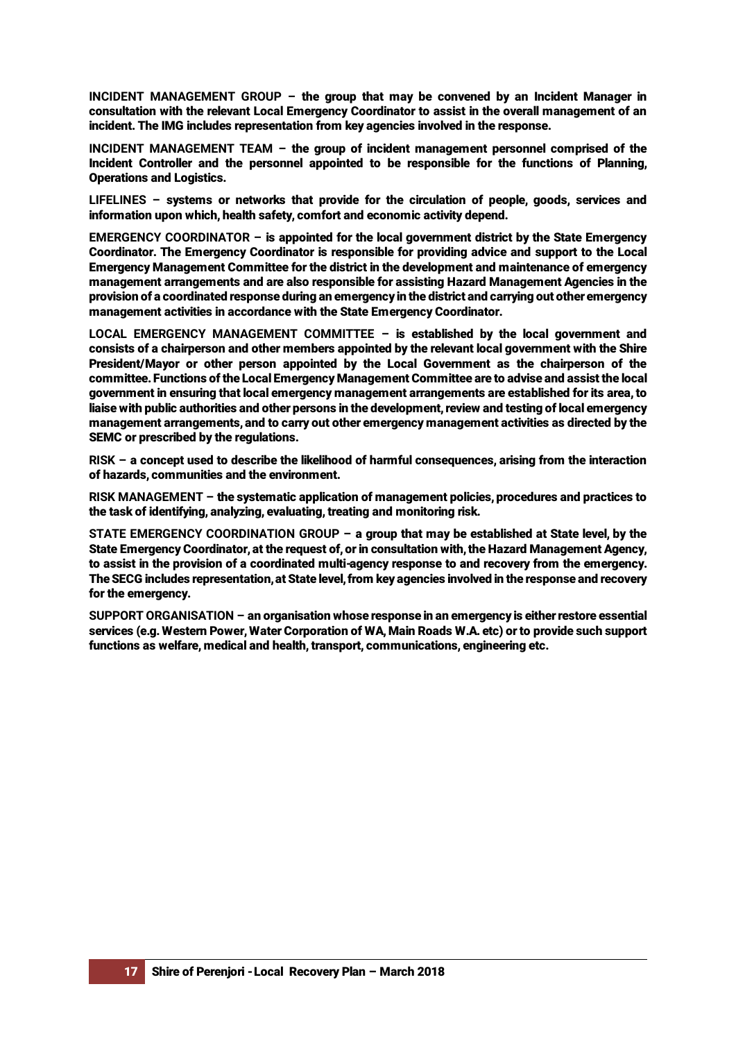**INCIDENT MANAGEMENT GROUP – the group that may be convened by an Incident Manager in consultation with the relevant Local Emergency Coordinator to assist in the overall management of an incident. The IMG includes representation from key agencies involved in the response.**

**INCIDENT MANAGEMENT TEAM – the group of incident management personnel comprised of the Incident Controller and the personnel appointed to be responsible for the functions of Planning, Operations and Logistics.**

**LIFELINES – systems or networks that provide for the circulation of people, goods, services and information upon which, health safety, comfort and economic activity depend.**

**EMERGENCY COORDINATOR – is appointed for the local government district by the State Emergency Coordinator. The Emergency Coordinator is responsible for providing advice and support to the Local Emergency Management Committee for the district in the development and maintenance of emergency management arrangements and are also responsible for assisting Hazard Management Agencies in the provision of a coordinated response during an emergency in the district and carrying out other emergency management activities in accordance with the State Emergency Coordinator.**

**LOCAL EMERGENCY MANAGEMENT COMMITTEE – is established by the local government and consists of a chairperson and other members appointed by the relevant local government with the Shire President/Mayor or other person appointed by the Local Government as the chairperson of the committee. Functions of the Local Emergency Management Committee are to advise and assist the local government in ensuring that local emergency management arrangements are established for its area, to liaise with public authorities and other persons in the development, review and testing of local emergency management arrangements, and to carry out other emergency management activities as directed by the SEMC or prescribed by the regulations.**

**RISK – a concept used to describe the likelihood of harmful consequences, arising from the interaction of hazards, communities and the environment.**

**RISK MANAGEMENT – the systematic application of management policies, procedures and practices to the task of identifying, analyzing, evaluating, treating and monitoring risk.**

**STATE EMERGENCY COORDINATION GROUP – a group that may be established at State level, by the State Emergency Coordinator, at the request of, or in consultation with, the Hazard Management Agency, to assist in the provision of a coordinated multi-agency response to and recovery from the emergency. The SECG includes representation, at State level, from key agencies involved in the response and recovery for the emergency.**

**SUPPORT ORGANISATION – an organisation whose response in an emergency is either restore essential services (e.g. Western Power, Water Corporation of WA, Main Roads W.A. etc) or to provide such support functions as welfare, medical and health, transport, communications, engineering etc.**